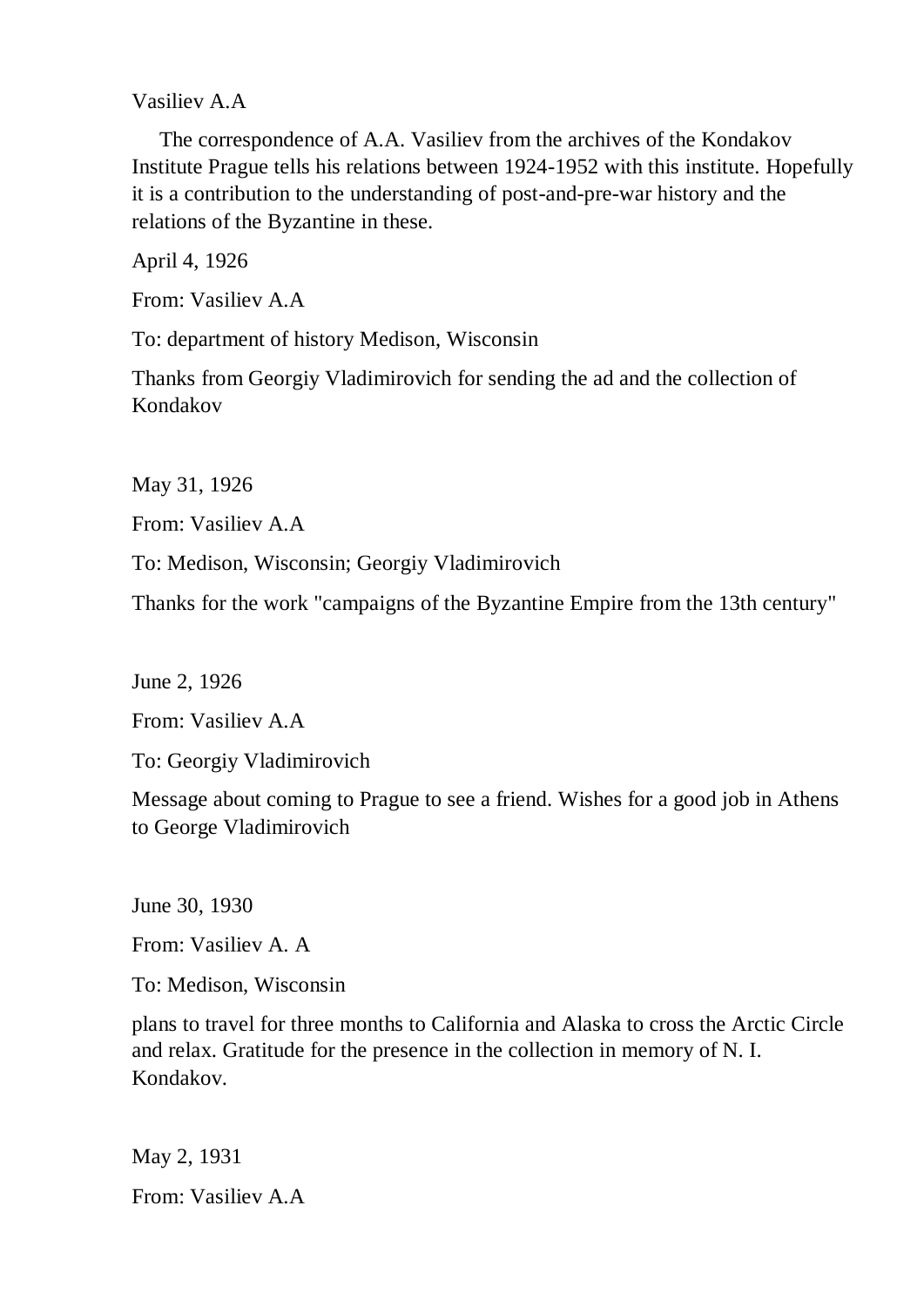Vasiliev A.A

The correspondence of A.A. Vasiliev from the archives of the Kondakov Institute Prague tells his relations between 1924-1952 with this institute. Hopefully it is a contribution to the understanding of post-and-pre-war history and the relations of the Byzantine in these.

April 4, 1926

From: Vasiliev A.A

To: department of history Medison, Wisconsin

Thanks from Georgiy Vladimirovich for sending the ad and the collection of Kondakov

May 31, 1926

From: Vasiliev A.A

To: Medison, Wisconsin; Georgiy Vladimirovich

Thanks for the work "campaigns of the Byzantine Empire from the 13th century"

June 2, 1926

From: Vasiliev A.A

To: Georgiy Vladimirovich

Message about coming to Prague to see a friend. Wishes for a good job in Athens to George Vladimirovich

June 30, 1930

From: Vasiliev A. A

To: Medison, Wisconsin

plans to travel for three months to California and Alaska to cross the Arctic Circle and relax. Gratitude for the presence in the collection in memory of N. I. Kondakov.

May 2, 1931

From: Vasiliev A.A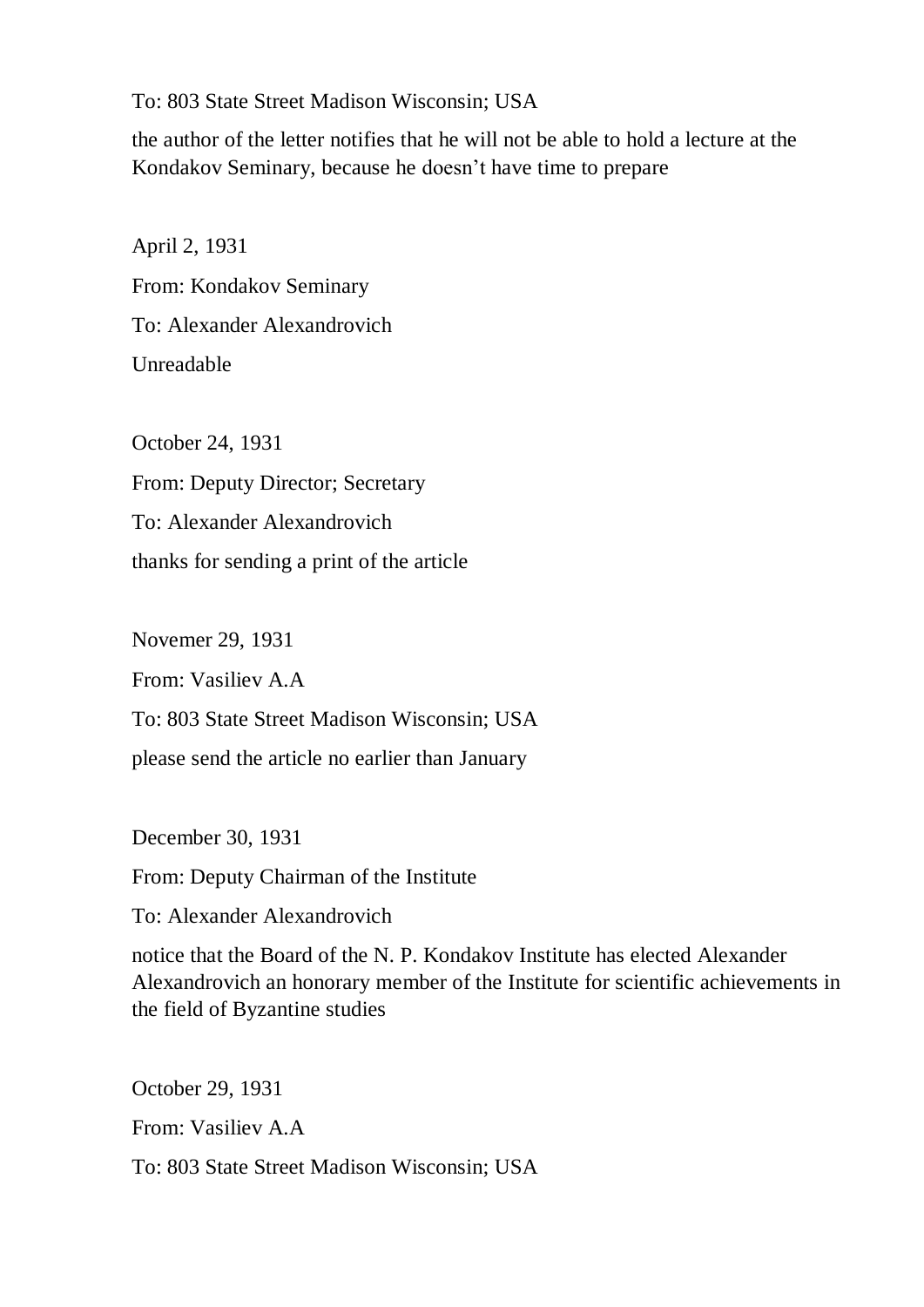To: 803 State Street Madison Wisconsin; USA

the author of the letter notifies that he will not be able to hold a lecture at the Kondakov Seminary, because he doesn't have time to prepare

April 2, 1931

From: Kondakov Seminary

To: Alexander Alexandrovich

Unreadable

October 24, 1931

From: Deputy Director; Secretary

To: Alexander Alexandrovich

thanks for sending a print of the article

Novemer 29, 1931

From: Vasiliev A.A

To: 803 State Street Madison Wisconsin; USA

please send the article no earlier than January

December 30, 1931

From: Deputy Chairman of the Institute

To: Alexander Alexandrovich

notice that the Board of the N. P. Kondakov Institute has elected Alexander Alexandrovich an honorary member of the Institute for scientific achievements in the field of Byzantine studies

October 29, 1931

From: Vasiliev A.A

To: 803 State Street Madison Wisconsin; USA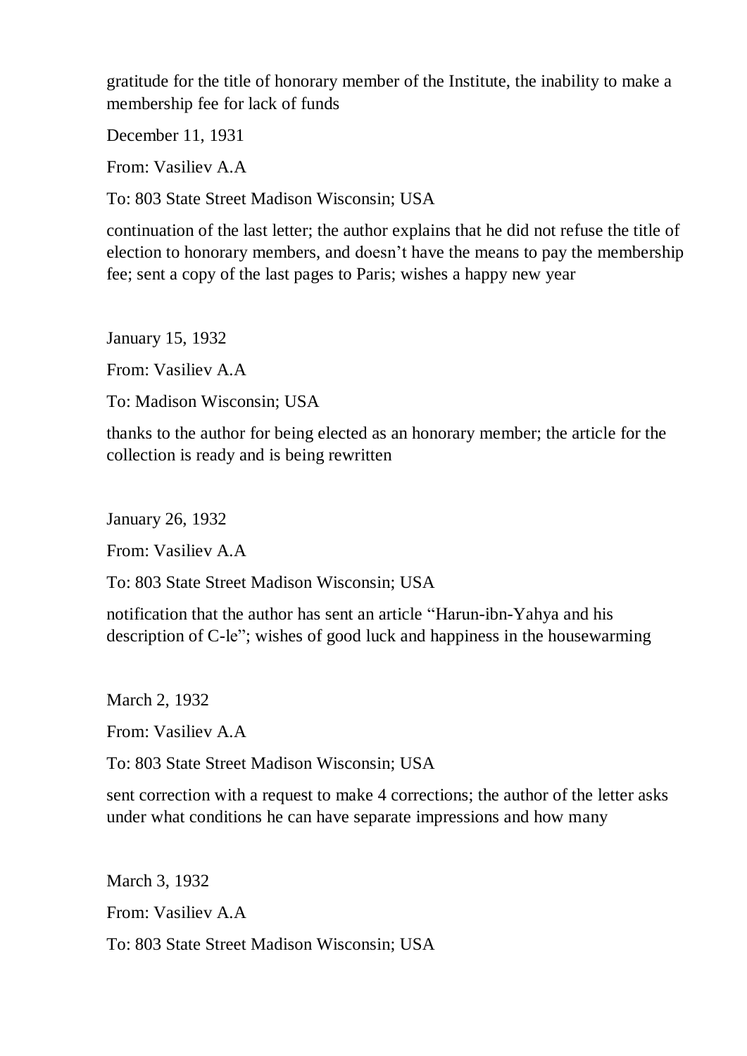gratitude for the title of honorary member of the Institute, the inability to make a membership fee for lack of funds

December 11, 1931

From: Vasiliev A.A

To: 803 State Street Madison Wisconsin; USA

continuation of the last letter; the author explains that he did not refuse the title of election to honorary members, and doesn't have the means to pay the membership fee; sent a copy of the last pages to Paris; wishes a happy new year

January 15, 1932

From: Vasiliev A.A

To: Madison Wisconsin; USA

thanks to the author for being elected as an honorary member; the article for the collection is ready and is being rewritten

January 26, 1932

From: Vasiliev A.A

To: 803 State Street Madison Wisconsin; USA

notification that the author has sent an article "Harun-ibn-Yahya and his description of C-le"; wishes of good luck and happiness in the housewarming

March 2, 1932

From: Vasiliev A.A

To: 803 State Street Madison Wisconsin; USA

sent correction with a request to make 4 corrections; the author of the letter asks under what conditions he can have separate impressions and how many

March 3, 1932

From: Vasiliev A.A

To: 803 State Street Madison Wisconsin; USA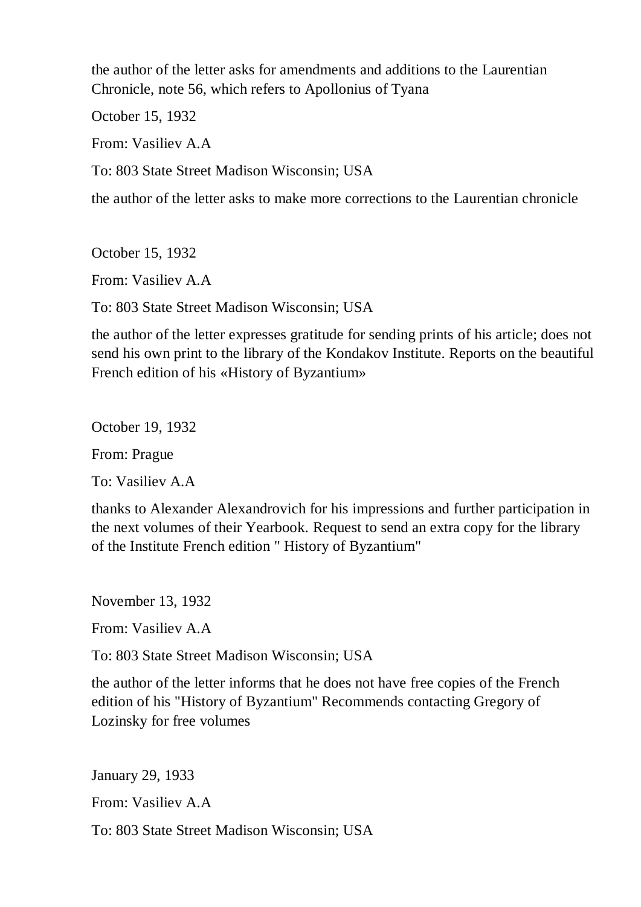the author of the letter asks for amendments and additions to the Laurentian Chronicle, note 56, which refers to Apollonius of Tyana

October 15, 1932

From: Vasiliev A.A

To: 803 State Street Madison Wisconsin; USA

the author of the letter asks to make more corrections to the Laurentian chronicle

October 15, 1932

From: Vasiliev A.A

To: 803 State Street Madison Wisconsin; USA

the author of the letter expresses gratitude for sending prints of his article; does not send his own print to the library of the Kondakov Institute. Reports on the beautiful French edition of his «History of Byzantium»

October 19, 1932

From: Prague

To: Vasiliev A.A

thanks to Alexander Alexandrovich for his impressions and further participation in the next volumes of their Yearbook. Request to send an extra copy for the library of the Institute French edition " History of Byzantium"

November 13, 1932

From: Vasiliev A.A

To: 803 State Street Madison Wisconsin; USA

the author of the letter informs that he does not have free copies of the French edition of his "History of Byzantium" Recommends contacting Gregory of Lozinsky for free volumes

January 29, 1933

From: Vasiliev A.A

To: 803 State Street Madison Wisconsin; USA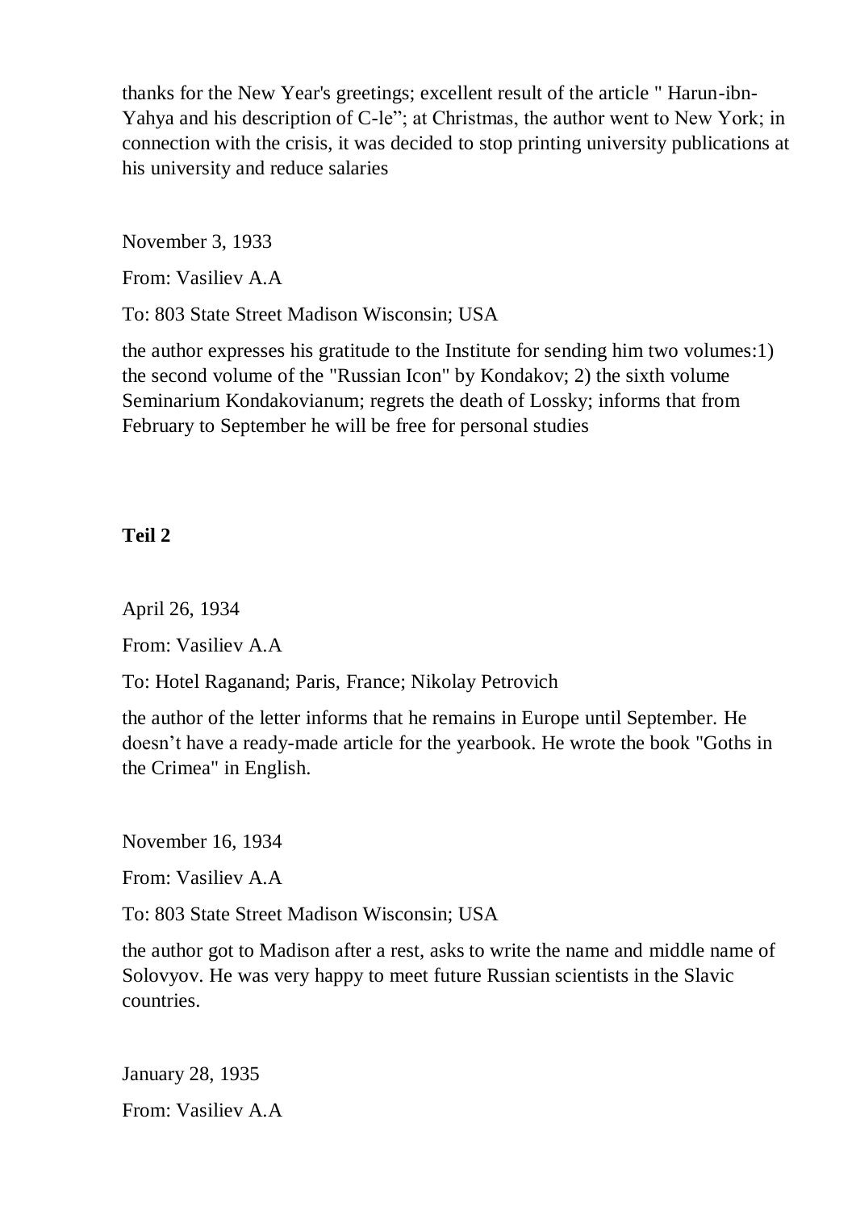thanks for the New Year's greetings; excellent result of the article " Harun-ibn-Yahya and his description of C-le"; at Christmas, the author went to New York; in connection with the crisis, it was decided to stop printing university publications at his university and reduce salaries

November 3, 1933

From: Vasiliev A.A

To: 803 State Street Madison Wisconsin; USA

the author expresses his gratitude to the Institute for sending him two volumes:1) the second volume of the "Russian Icon" by Kondakov; 2) the sixth volume Seminarium Kondakovianum; regrets the death of Lossky; informs that from February to September he will be free for personal studies

**Teil 2**

April 26, 1934

From: Vasiliev A.A

To: Hotel Raganand; Paris, France; Nikolay Petrovich

the author of the letter informs that he remains in Europe until September. He doesn't have a ready-made article for the yearbook. He wrote the book "Goths in the Crimea" in English.

November 16, 1934

From: Vasiliev A.A

To: 803 State Street Madison Wisconsin; USA

the author got to Madison after a rest, asks to write the name and middle name of Solovyov. He was very happy to meet future Russian scientists in the Slavic countries.

January 28, 1935

From: Vasiliev A.A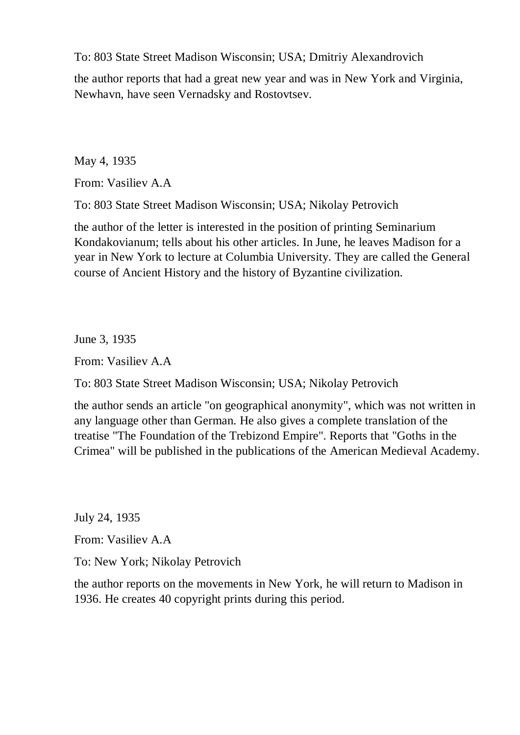To: 803 State Street Madison Wisconsin; USA; Dmitriy Alexandrovich

the author reports that had a great new year and was in New York and Virginia, Newhavn, have seen Vernadsky and Rostovtsev.

May 4, 1935

From: Vasiliev A.A

To: 803 State Street Madison Wisconsin; USA; Nikolay Petrovich

the author of the letter is interested in the position of printing Seminarium Kondakovianum; tells about his other articles. In June, he leaves Madison for a year in New York to lecture at Columbia University. They are called the General course of Ancient History and the history of Byzantine civilization.

June 3, 1935

From: Vasiliev A.A

To: 803 State Street Madison Wisconsin; USA; Nikolay Petrovich

the author sends an article "on geographical anonymity", which was not written in any language other than German. He also gives a complete translation of the treatise "The Foundation of the Trebizond Empire". Reports that "Goths in the Crimea" will be published in the publications of the American Medieval Academy.

July 24, 1935

From: Vasiliev A.A

To: New York; Nikolay Petrovich

the author reports on the movements in New York, he will return to Madison in 1936. He creates 40 copyright prints during this period.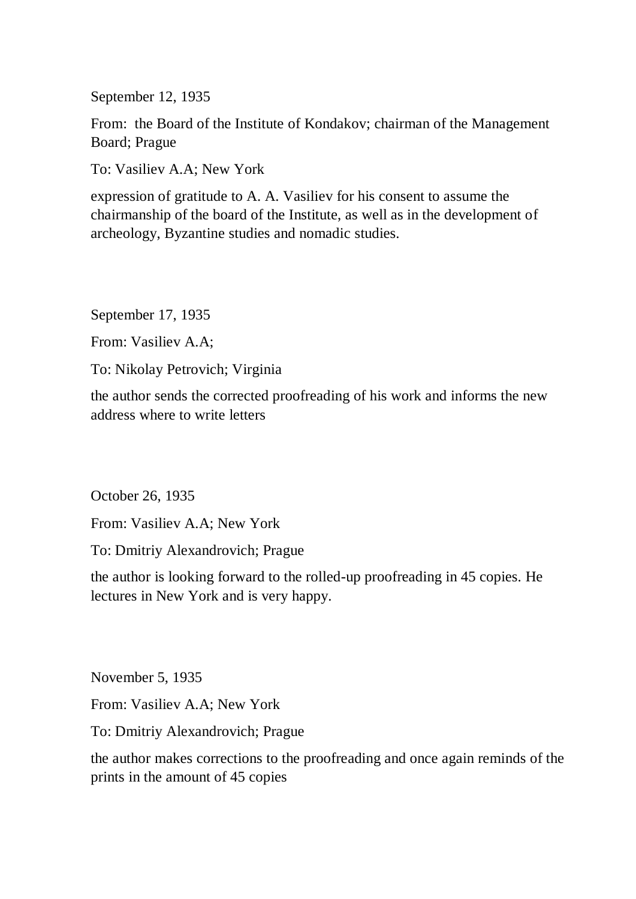September 12, 1935

From: the Board of the Institute of Kondakov; chairman of the Management Board; Prague

To: Vasiliev A.A; New York

expression of gratitude to A. A. Vasiliev for his consent to assume the chairmanship of the board of the Institute, as well as in the development of archeology, Byzantine studies and nomadic studies.

September 17, 1935

From: Vasiliev A.A;

To: Nikolay Petrovich; Virginia

the author sends the corrected proofreading of his work and informs the new address where to write letters

October 26, 1935

From: Vasiliev A.A; New York

To: Dmitriy Alexandrovich; Prague

the author is looking forward to the rolled-up proofreading in 45 copies. He lectures in New York and is very happy.

November 5, 1935

From: Vasiliev A.A; New York

To: Dmitriy Alexandrovich; Prague

the author makes corrections to the proofreading and once again reminds of the prints in the amount of 45 copies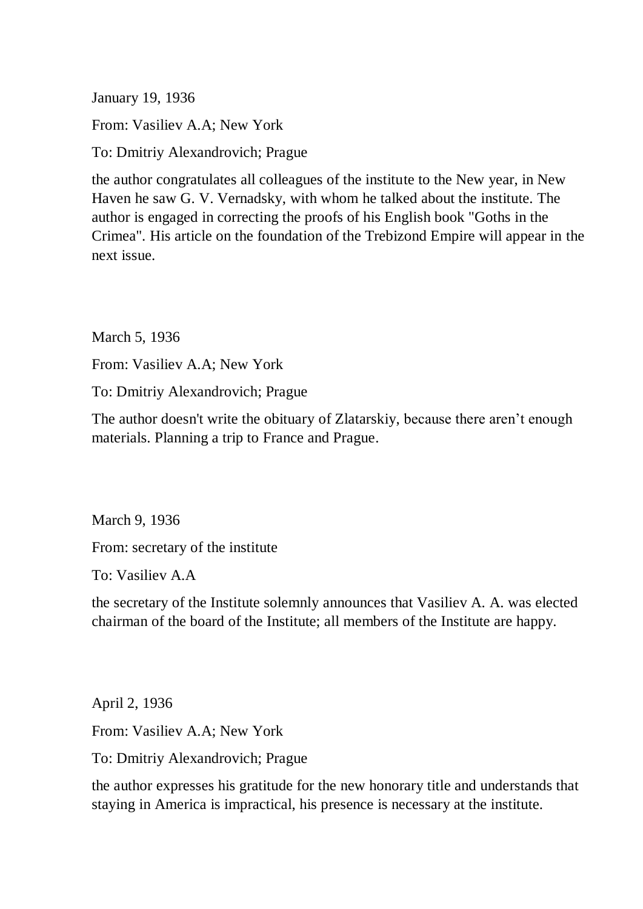January 19, 1936

From: Vasiliev A.A; New York

To: Dmitriy Alexandrovich; Prague

the author congratulates all colleagues of the institute to the New year, in New Haven he saw G. V. Vernadsky, with whom he talked about the institute. The author is engaged in correcting the proofs of his English book "Goths in the Crimea". His article on the foundation of the Trebizond Empire will appear in the next issue.

March 5, 1936

From: Vasiliev A.A; New York

To: Dmitriy Alexandrovich; Prague

The author doesn't write the obituary of Zlatarskiy, because there aren't enough materials. Planning a trip to France and Prague.

March 9, 1936

From: secretary of the institute

To: Vasiliev A.A

the secretary of the Institute solemnly announces that Vasiliev A. A. was elected chairman of the board of the Institute; all members of the Institute are happy.

April 2, 1936

From: Vasiliev A.A; New York

To: Dmitriy Alexandrovich; Prague

the author expresses his gratitude for the new honorary title and understands that staying in America is impractical, his presence is necessary at the institute.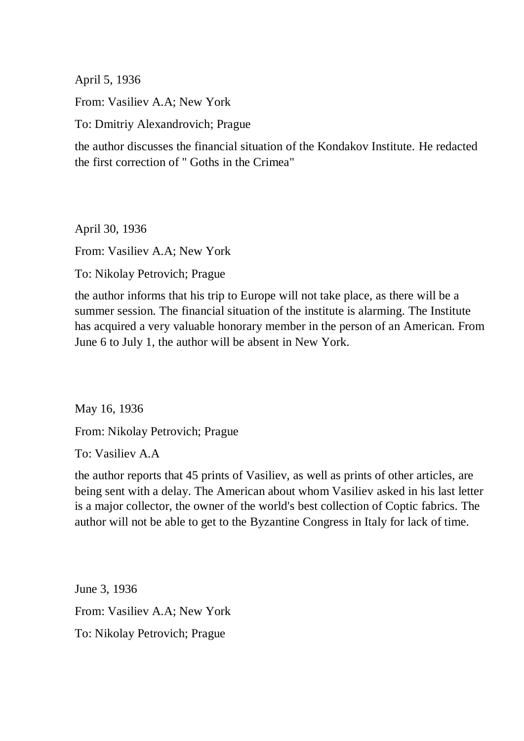April 5, 1936

From: Vasiliev A.A; New York

To: Dmitriy Alexandrovich; Prague

the author discusses the financial situation of the Kondakov Institute. He redacted the first correction of " Goths in the Crimea"

April 30, 1936

From: Vasiliev A.A; New York

To: Nikolay Petrovich; Prague

the author informs that his trip to Europe will not take place, as there will be a summer session. The financial situation of the institute is alarming. The Institute has acquired a very valuable honorary member in the person of an American. From June 6 to July 1, the author will be absent in New York.

May 16, 1936

From: Nikolay Petrovich; Prague

To: Vasiliev A.A

the author reports that 45 prints of Vasiliev, as well as prints of other articles, are being sent with a delay. The American about whom Vasiliev asked in his last letter is a major collector, the owner of the world's best collection of Coptic fabrics. The author will not be able to get to the Byzantine Congress in Italy for lack of time.

June 3, 1936

From: Vasiliev A.A; New York

To: Nikolay Petrovich; Prague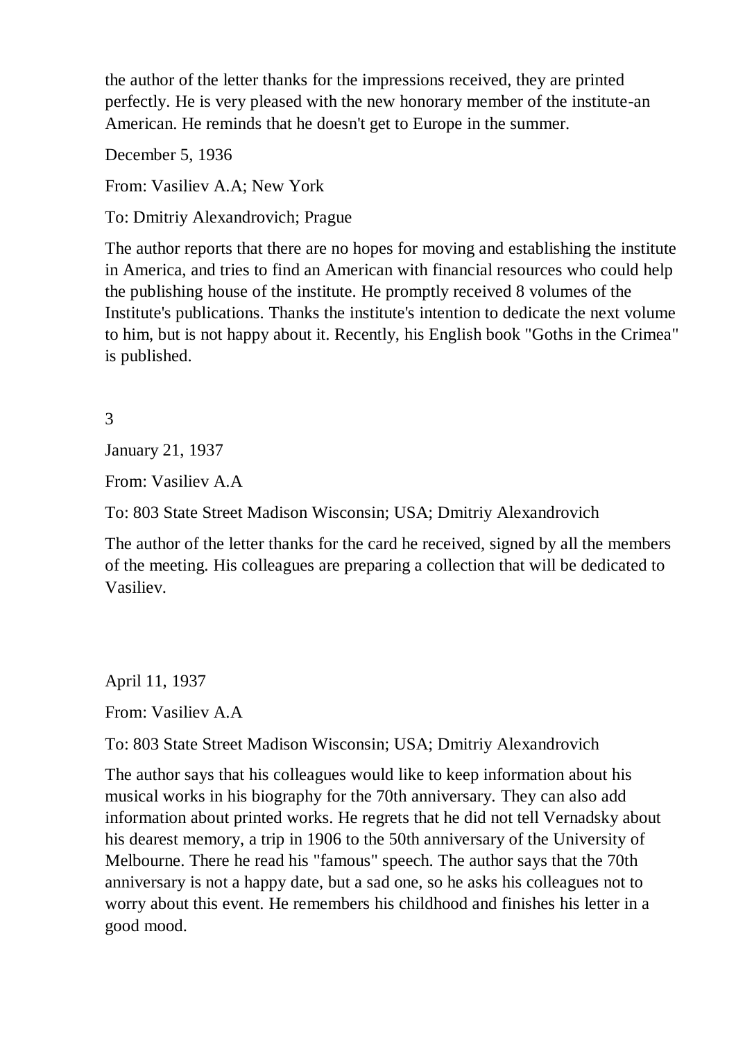the author of the letter thanks for the impressions received, they are printed perfectly. He is very pleased with the new honorary member of the institute-an American. He reminds that he doesn't get to Europe in the summer.

December 5, 1936

From: Vasiliev A.A; New York

To: Dmitriy Alexandrovich; Prague

The author reports that there are no hopes for moving and establishing the institute in America, and tries to find an American with financial resources who could help the publishing house of the institute. He promptly received 8 volumes of the Institute's publications. Thanks the institute's intention to dedicate the next volume to him, but is not happy about it. Recently, his English book "Goths in the Crimea" is published.

3

January 21, 1937

From: Vasiliev A.A

To: 803 State Street Madison Wisconsin; USA; Dmitriy Alexandrovich

The author of the letter thanks for the card he received, signed by all the members of the meeting. His colleagues are preparing a collection that will be dedicated to Vasiliev.

April 11, 1937

From: Vasiliev A.A

To: 803 State Street Madison Wisconsin; USA; Dmitriy Alexandrovich

The author says that his colleagues would like to keep information about his musical works in his biography for the 70th anniversary. They can also add information about printed works. He regrets that he did not tell Vernadsky about his dearest memory, a trip in 1906 to the 50th anniversary of the University of Melbourne. There he read his "famous" speech. The author says that the 70th anniversary is not a happy date, but a sad one, so he asks his colleagues not to worry about this event. He remembers his childhood and finishes his letter in a good mood.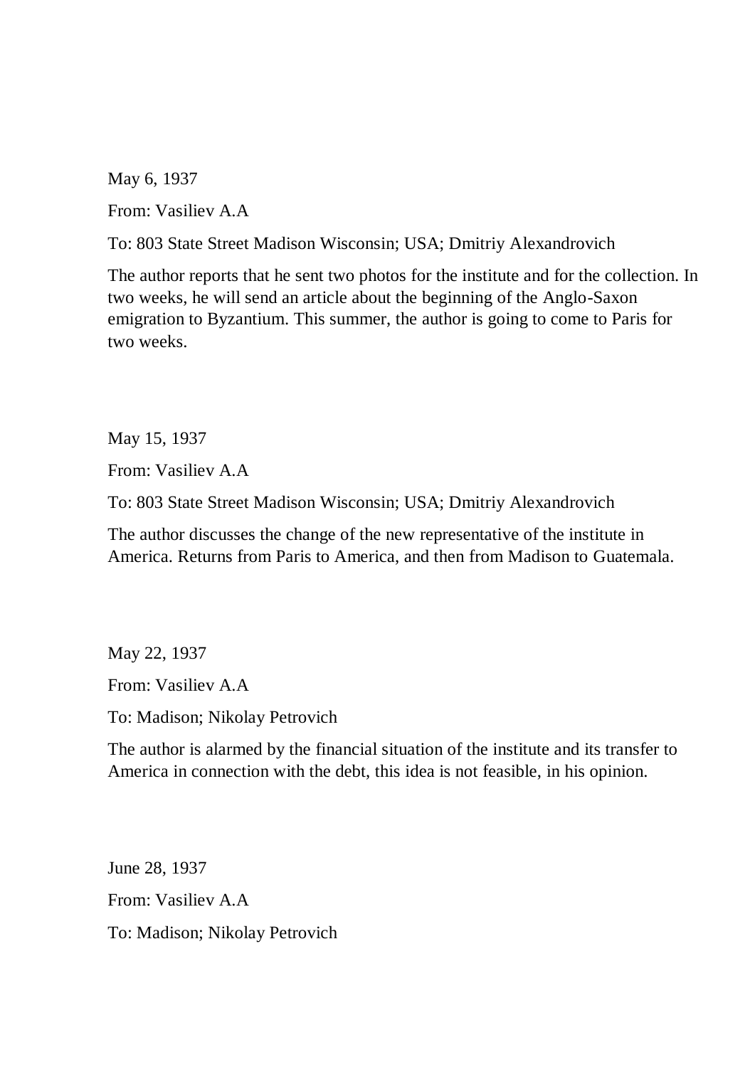May 6, 1937

From: Vasiliev A.A

To: 803 State Street Madison Wisconsin; USA; Dmitriy Alexandrovich

The author reports that he sent two photos for the institute and for the collection. In two weeks, he will send an article about the beginning of the Anglo-Saxon emigration to Byzantium. This summer, the author is going to come to Paris for two weeks.

May 15, 1937

From: Vasiliev A.A

To: 803 State Street Madison Wisconsin; USA; Dmitriy Alexandrovich

The author discusses the change of the new representative of the institute in America. Returns from Paris to America, and then from Madison to Guatemala.

May 22, 1937

From: Vasiliev A.A

To: Madison; Nikolay Petrovich

The author is alarmed by the financial situation of the institute and its transfer to America in connection with the debt, this idea is not feasible, in his opinion.

June 28, 1937

From: Vasiliev A.A

To: Madison; Nikolay Petrovich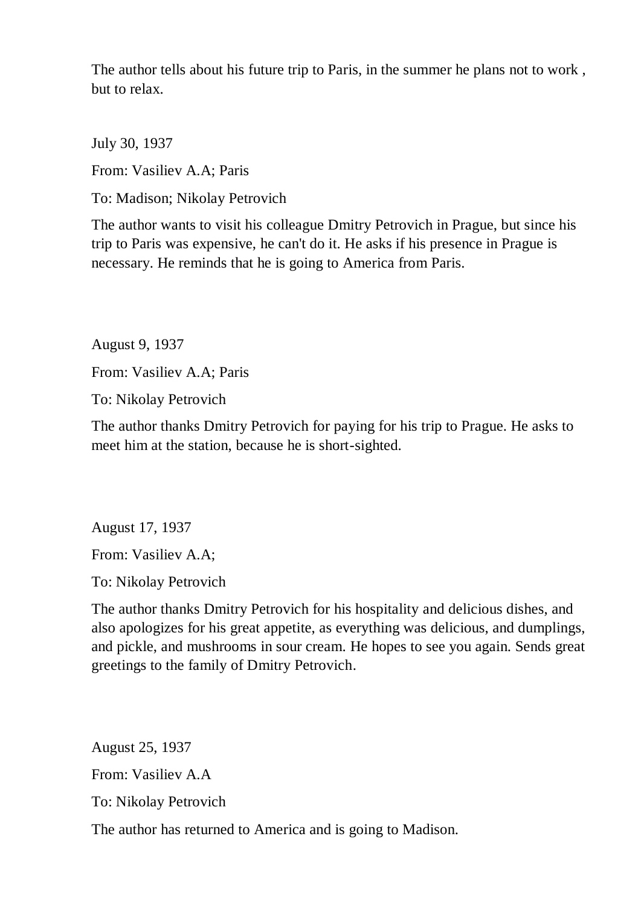The author tells about his future trip to Paris, in the summer he plans not to work , but to relax.

July 30, 1937

From: Vasiliev A.A; Paris

To: Madison; Nikolay Petrovich

The author wants to visit his colleague Dmitry Petrovich in Prague, but since his trip to Paris was expensive, he can't do it. He asks if his presence in Prague is necessary. He reminds that he is going to America from Paris.

August 9, 1937

From: Vasiliev A.A; Paris

To: Nikolay Petrovich

The author thanks Dmitry Petrovich for paying for his trip to Prague. He asks to meet him at the station, because he is short-sighted.

August 17, 1937

From: Vasiliev A.A;

To: Nikolay Petrovich

The author thanks Dmitry Petrovich for his hospitality and delicious dishes, and also apologizes for his great appetite, as everything was delicious, and dumplings, and pickle, and mushrooms in sour cream. He hopes to see you again. Sends great greetings to the family of Dmitry Petrovich.

August 25, 1937

From: Vasiliev A.A

To: Nikolay Petrovich

The author has returned to America and is going to Madison.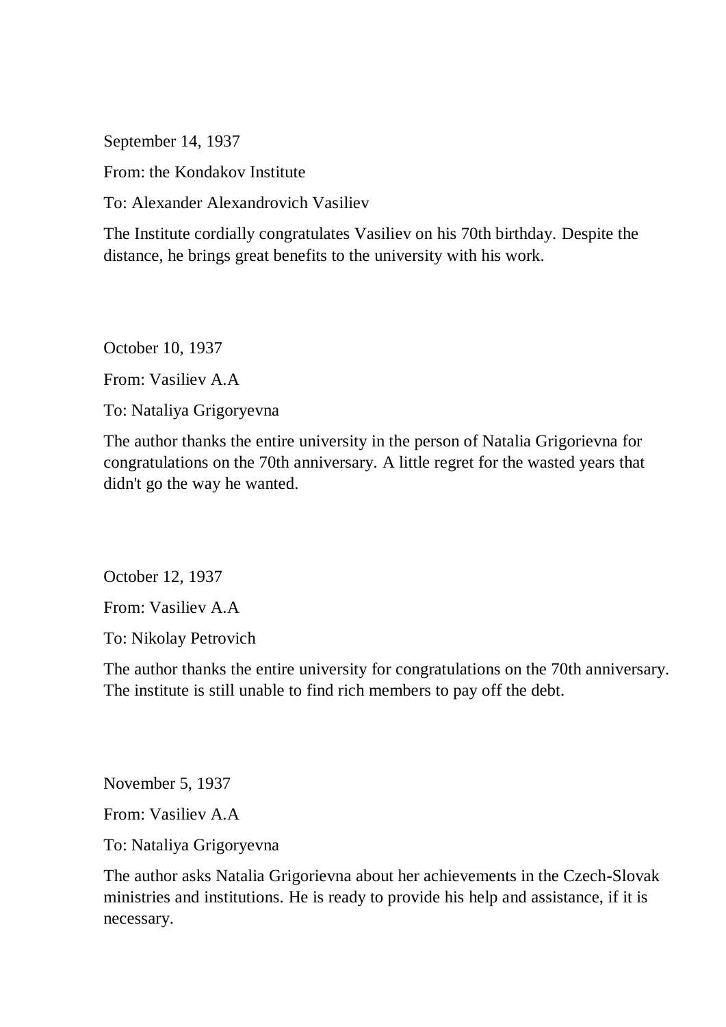September 14, 1937

From: the Kondakov Institute

To: Alexander Alexandrovich Vasiliev

The Institute cordially congratulates Vasiliev on his 70th birthday. Despite the distance, he brings great benefits to the university with his work.

October 10, 1937

From: Vasiliev A.A

To: Nataliya Grigoryevna

The author thanks the entire university in the person of Natalia Grigorievna for congratulations on the 70th anniversary. A little regret for the wasted years that didn't go the way he wanted.

October 12, 1937

From: Vasiliev A.A

To: Nikolay Petrovich

The author thanks the entire university for congratulations on the 70th anniversary. The institute is still unable to find rich members to pay off the debt.

November 5, 1937

From: Vasiliev A.A

To: Nataliya Grigoryevna

The author asks Natalia Grigorievna about her achievements in the Czech-Slovak ministries and institutions. He is ready to provide his help and assistance, if it is necessary.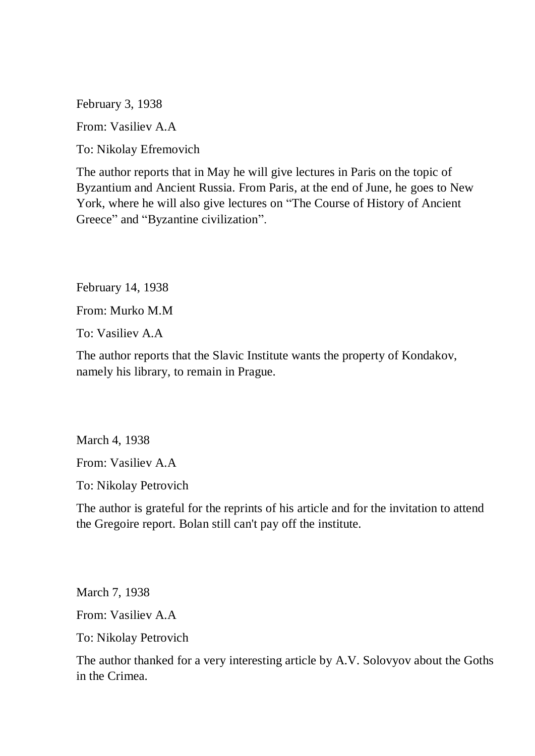February 3, 1938

From: Vasiliev A.A

To: Nikolay Efremovich

The author reports that in May he will give lectures in Paris on the topic of Byzantium and Ancient Russia. From Paris, at the end of June, he goes to New York, where he will also give lectures on “The Course of History of Ancient Greece” and “Byzantine civilization”.

February 14, 1938

From: Murko M.M

To: Vasiliev A.A

The author reports that the Slavic Institute wants the property of Kondakov, namely his library, to remain in Prague.

March 4, 1938

From: Vasiliev A.A

To: Nikolay Petrovich

The author is grateful for the reprints of his article and for the invitation to attend the Gregoire report. Bolan still can't pay off the institute.

March 7, 1938

From: Vasiliev A.A

To: Nikolay Petrovich

The author thanked for a very interesting article by A.V. Solovyov about the Goths in the Crimea.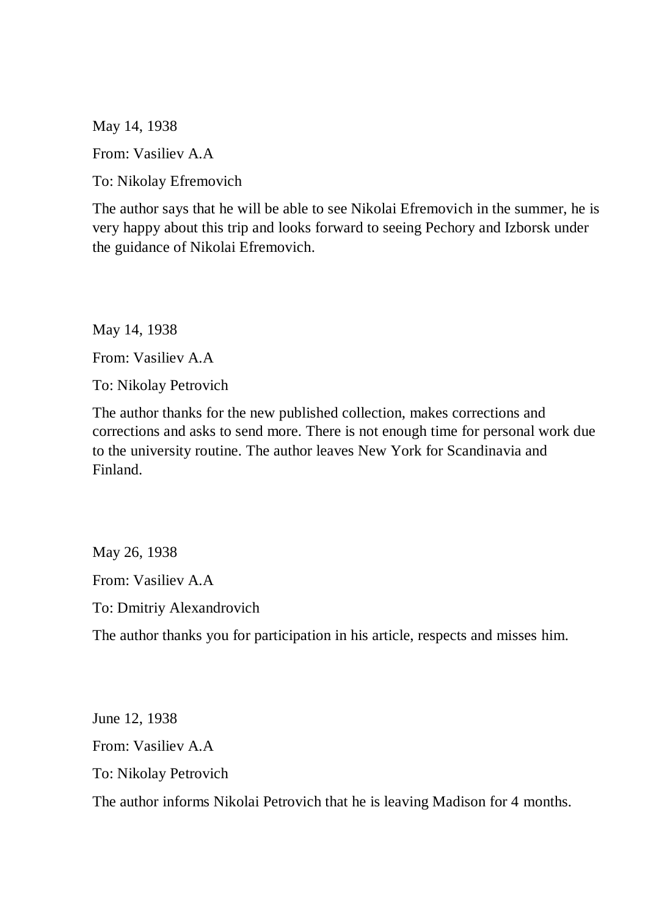May 14, 1938

From: Vasiliev A.A

To: Nikolay Efremovich

The author says that he will be able to see Nikolai Efremovich in the summer, he is very happy about this trip and looks forward to seeing Pechory and Izborsk under the guidance of Nikolai Efremovich.

May 14, 1938

From: Vasiliev A.A

To: Nikolay Petrovich

The author thanks for the new published collection, makes corrections and corrections and asks to send more. There is not enough time for personal work due to the university routine. The author leaves New York for Scandinavia and Finland.

May 26, 1938

From: Vasiliev A.A

To: Dmitriy Alexandrovich

The author thanks you for participation in his article, respects and misses him.

June 12, 1938

From: Vasiliev A.A

To: Nikolay Petrovich

The author informs Nikolai Petrovich that he is leaving Madison for 4 months.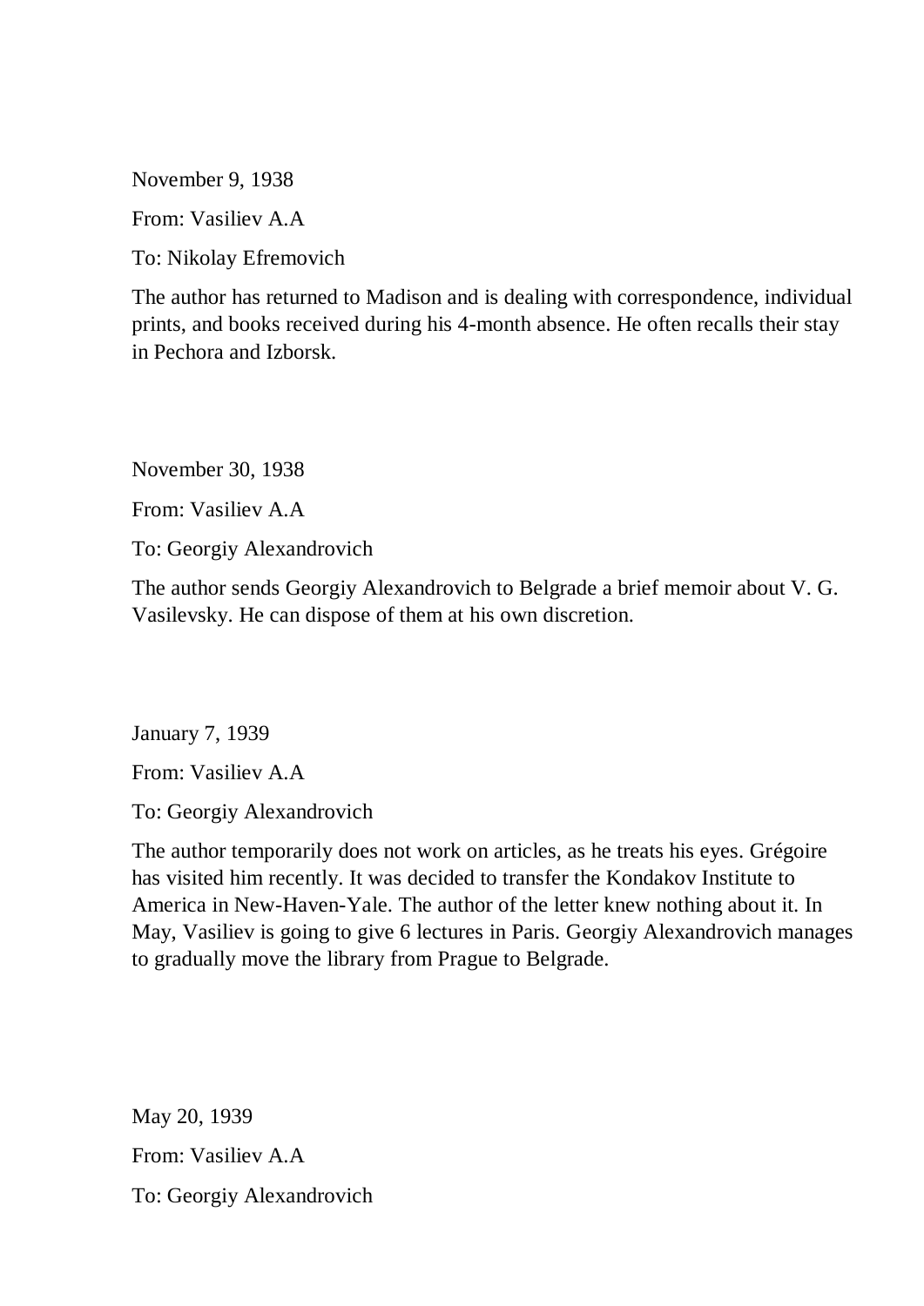November 9, 1938

From: Vasiliev A.A

To: Nikolay Efremovich

The author has returned to Madison and is dealing with correspondence, individual prints, and books received during his 4-month absence. He often recalls their stay in Pechora and Izborsk.

November 30, 1938

From: Vasiliev A.A

To: Georgiy Alexandrovich

The author sends Georgiy Alexandrovich to Belgrade a brief memoir about V. G. Vasilevsky. He can dispose of them at his own discretion.

January 7, 1939

From: Vasiliev A.A

To: Georgiy Alexandrovich

The author temporarily does not work on articles, as he treats his eyes. Grégoire has visited him recently. It was decided to transfer the Kondakov Institute to America in New-Haven-Yale. The author of the letter knew nothing about it. In May, Vasiliev is going to give 6 lectures in Paris. Georgiy Alexandrovich manages to gradually move the library from Prague to Belgrade.

May 20, 1939

From: Vasiliev A.A

To: Georgiy Alexandrovich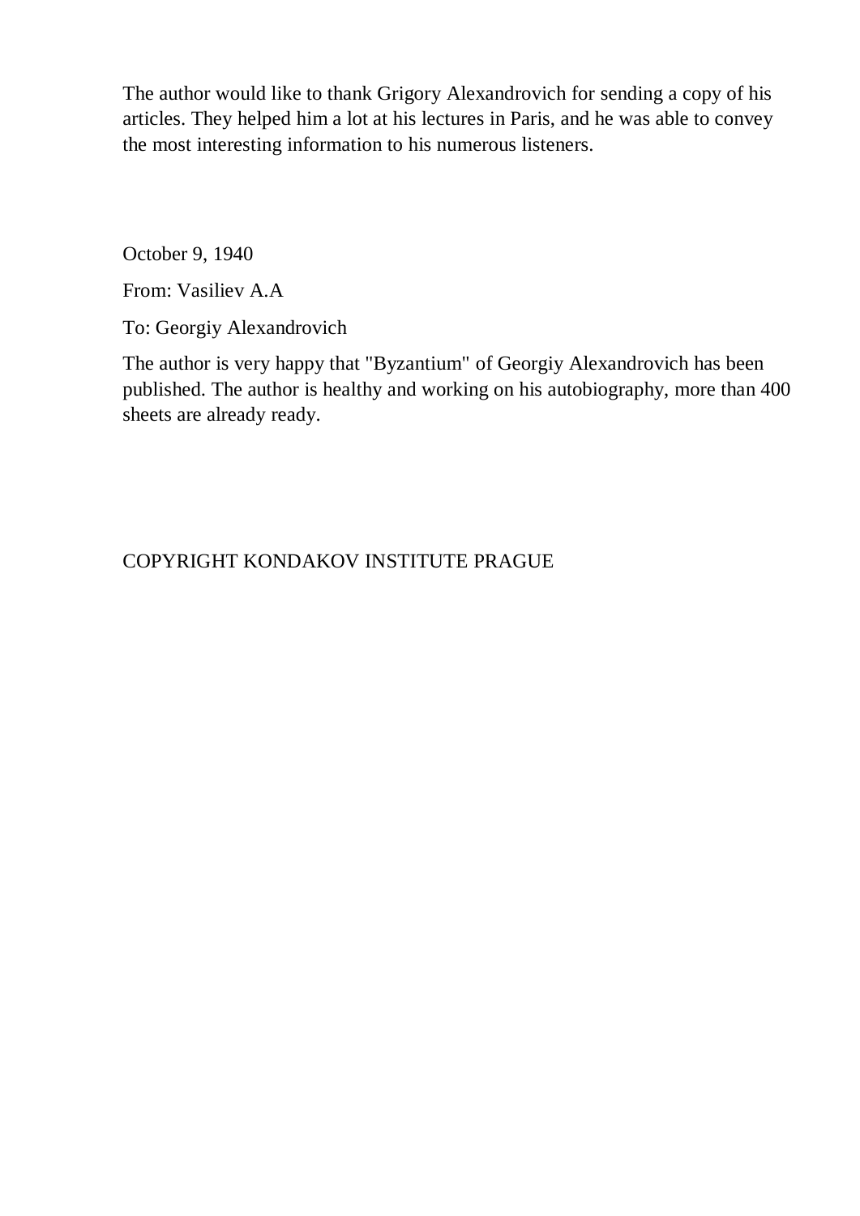The author would like to thank Grigory Alexandrovich for sending a copy of his articles. They helped him a lot at his lectures in Paris, and he was able to convey the most interesting information to his numerous listeners.

October 9, 1940

From: Vasiliev A.A

To: Georgiy Alexandrovich

The author is very happy that "Byzantium" of Georgiy Alexandrovich has been published. The author is healthy and working on his autobiography, more than 400 sheets are already ready.

COPYRIGHT KONDAKOV INSTITUTE PRAGUE